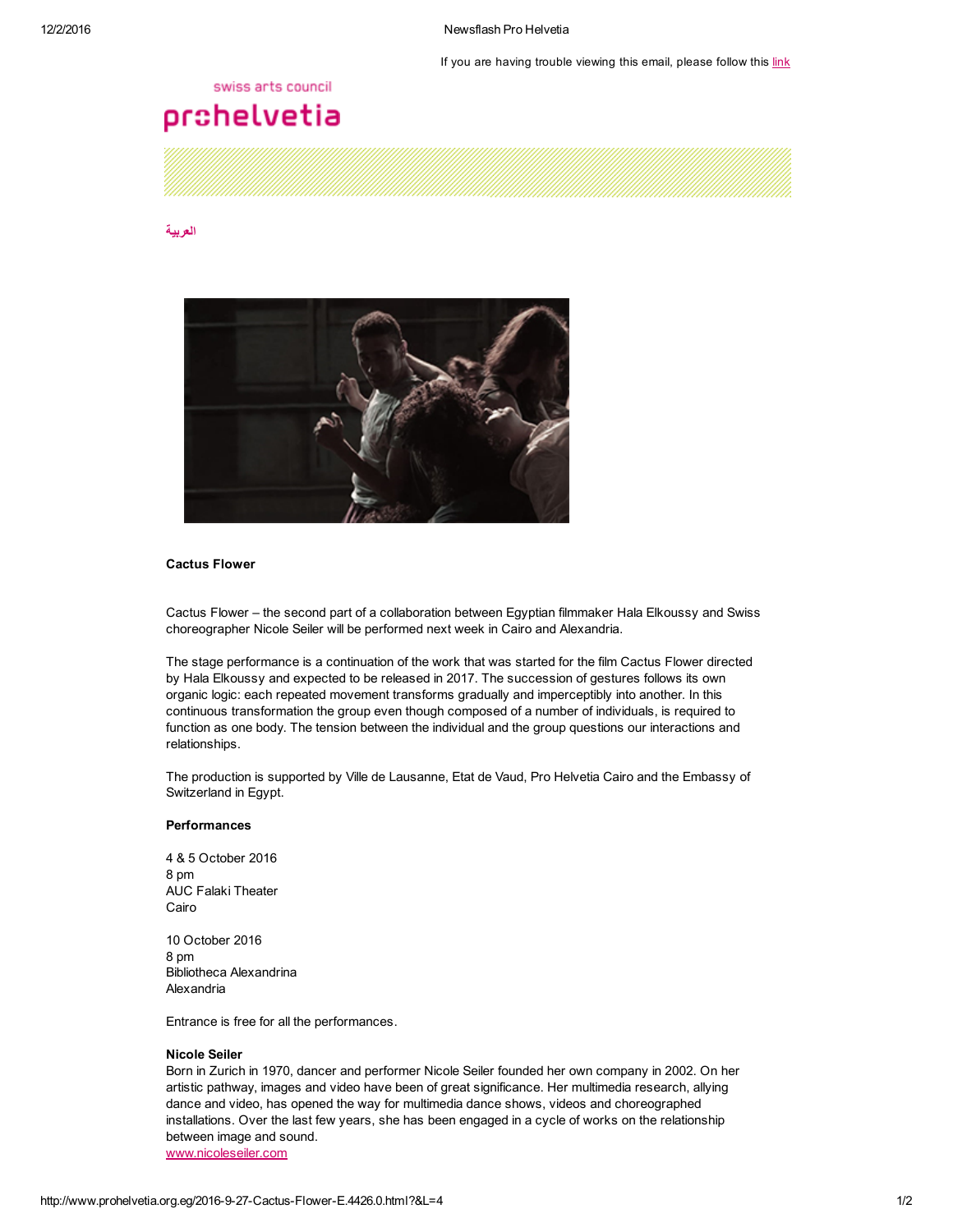If you are having trouble viewing this email, please follow this link

swiss arts council

prohelvetia

العربية

**Cactus Flower**

Cactus Flower – the second part of a collaboration between Egyptian filmmaker Hala Elkoussy and Swiss choreographer Nicole Seiler will be performed next week in Cairo and Alexandria.

The stage performance is a continuation of the work that was started for the film Cactus Flower directed by Hala Elkoussy and expected to be released in 2017. The succession of gestures follows its own organic logic: each repeated movement transforms gradually and imperceptibly into another. In this continuous transformation the group even though composed of a number of individuals, is required to function as one body. The tension between the individual and the group questions our interactions and relationships.

The production is supported by Ville de Lausanne, Etat de Vaud, Pro Helvetia Cairo and the Embassy of Switzerland in Egypt.

**Performances**

4 & 5 October 2016
8 pm
AUC Falaki Theater
Cairo

10 October 2016
8 pm
Bibliotheca Alexandrina
Alexandria

Entrance is free for all the performances.

**Nicole Seiler**
Born in Zurich in 1970, dancer and performer Nicole Seiler founded her own company in 2002. On her artistic pathway, images and video have been of great significance. Her multimedia research, allying dance and video, has opened the way for multimedia dance shows, videos and choreographed installations. Over the last few years, she has been engaged in a cycle of works on the relationship between image and sound.
www.nicoleseiler.com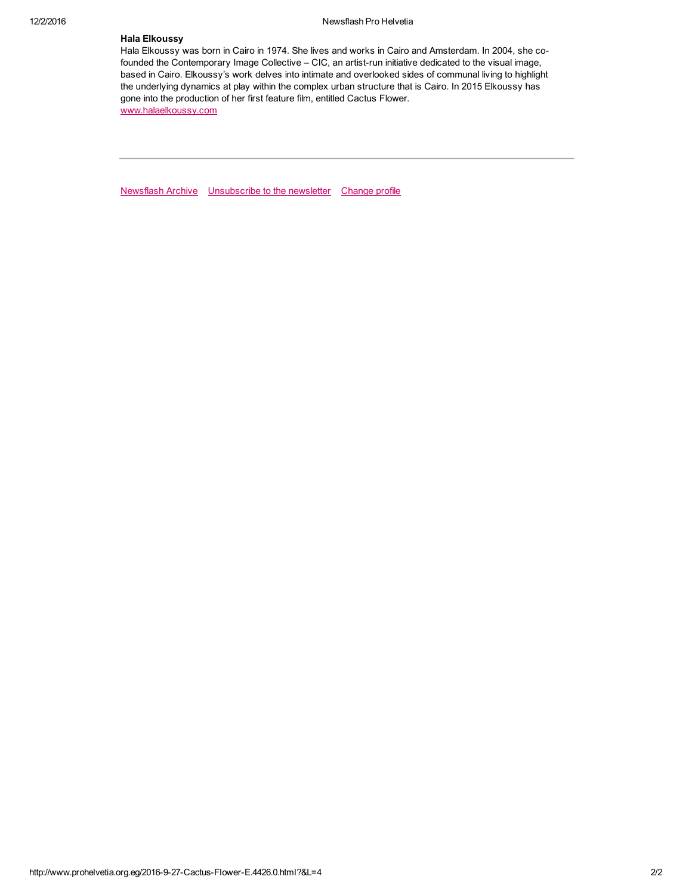**Hala Elkoussy**

Hala Elkoussy was born in Cairo in 1974. She lives and works in Cairo and Amsterdam. In 2004, she co-founded the Contemporary Image Collective – CIC, an artist-run initiative dedicated to the visual image, based in Cairo. Elkoussy's work delves into intimate and overlooked sides of communal living to highlight the underlying dynamics at play within the complex urban structure that is Cairo. In 2015 Elkoussy has gone into the production of her first feature film, entitled Cactus Flower.

www.halaelkoussy.com

---

Newsflash Archive    Unsubscribe to the newsletter    Change profile